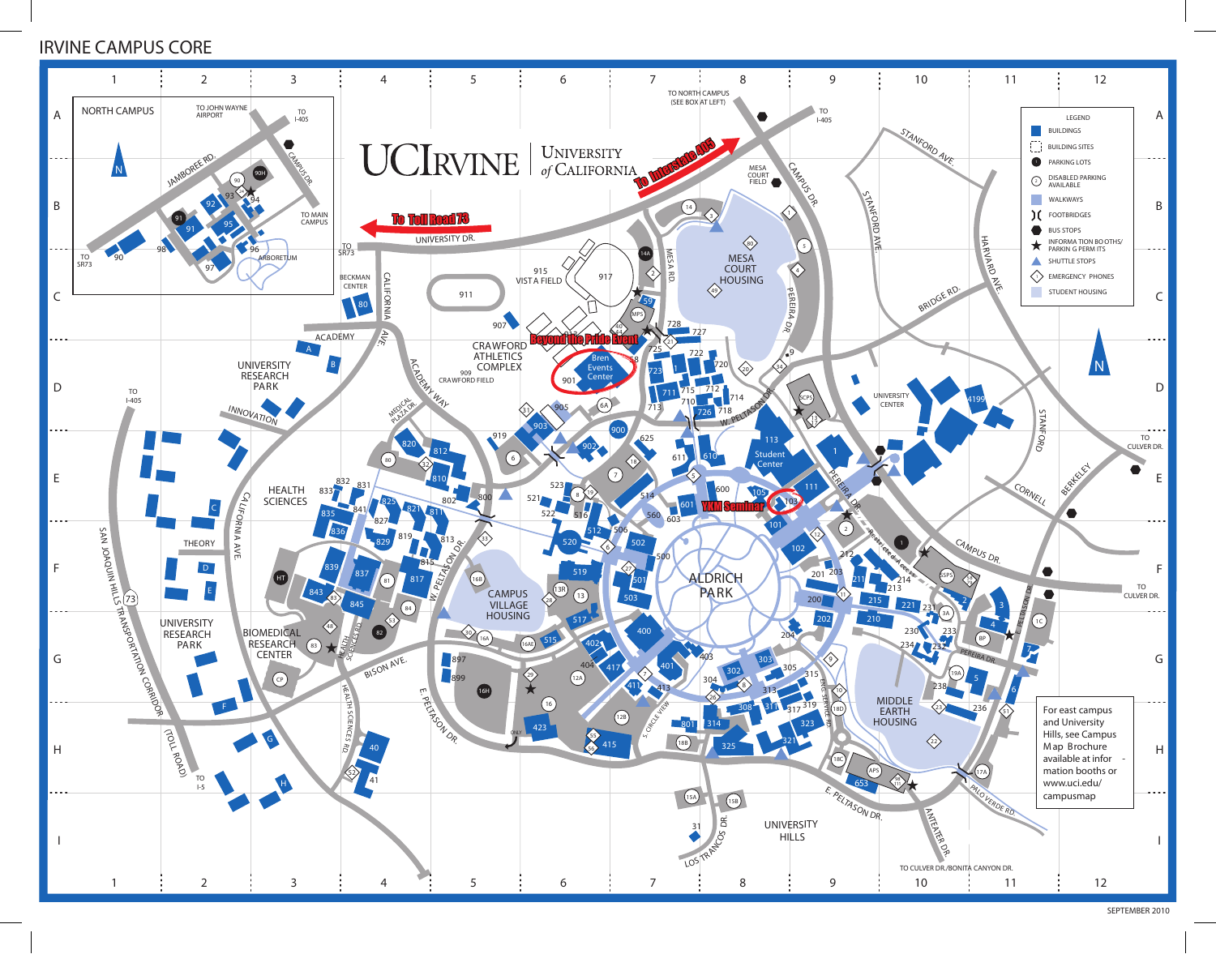# IRVINE CAMPUS CORE

UCIrvine | University of California

**To Interstate 405**

**To Toll Road 73**

**Beyond the Pride Event** — Bren Events Center

**YKM Seminar**

## LEGEND

- BUILDINGS
- BUILDING SITES
- PARKING LOTS
- DISABLED PARKING AVAILABLE
- WALKWAYS
- FOOTBRIDGES
- BUS STOPS
- INFORMATION BOOTHS/PARKING PERMITS
- SHUTTLE STOPS
- EMERGENCY PHONES
- STUDENT HOUSING

NORTH CAMPUS

TO JOHN WAYNE AIRPORT · TO I-405 · TO MAIN CAMPUS · TO SR73 · ARBORETUM · JAMBOREE RD. · CAMPUS DR.

TO NORTH CAMPUS (SEE BOX AT LEFT) · TO I-405 · TO SR73 · TO I-5 · TO CULVER DR. · TO CULVER DR./BONITA CANYON DR.

UNIVERSITY DR. · CALIFORNIA AVE. · ACADEMY WAY · MESA RD. · CAMPUS DR. · STANFORD AVE. · PEREIRA DR. · HARVARD AVE. · BRIDGE RD. · W. PELTASON DR. · E. PELTASON DR. · BISON AVE. · HEALTH SCIENCES RD. · S. CIRCLE VIEW · LOS TRANCOS DR. · ANTEATER DR. · PALO VERDE RD. · CORNELL · BERKELEY · INNOVATION · MEDICAL PLAZA DR. · ENG. SERVICE RD. · SAN JOAQUIN HILLS TRANSPORTATION CORRIDOR (TOLL ROAD) · Restricted Access

BECKMAN CENTER · ACADEMY · UNIVERSITY RESEARCH PARK · VISTA FIELD · CRAWFORD ATHLETICS COMPLEX · CRAWFORD FIELD · MESA COURT HOUSING · MESA COURT FIELD · Student Center · UNIVERSITY CENTER · HEALTH SCIENCES · THEORY · BIOMEDICAL RESEARCH CENTER · CAMPUS VILLAGE HOUSING · ALDRICH PARK · MIDDLE EARTH HOUSING · UNIVERSITY HILLS

For east campus and University Hills, see Campus Map Brochure available at information booths or www.uci.edu/campusmap

SEPTEMBER 2010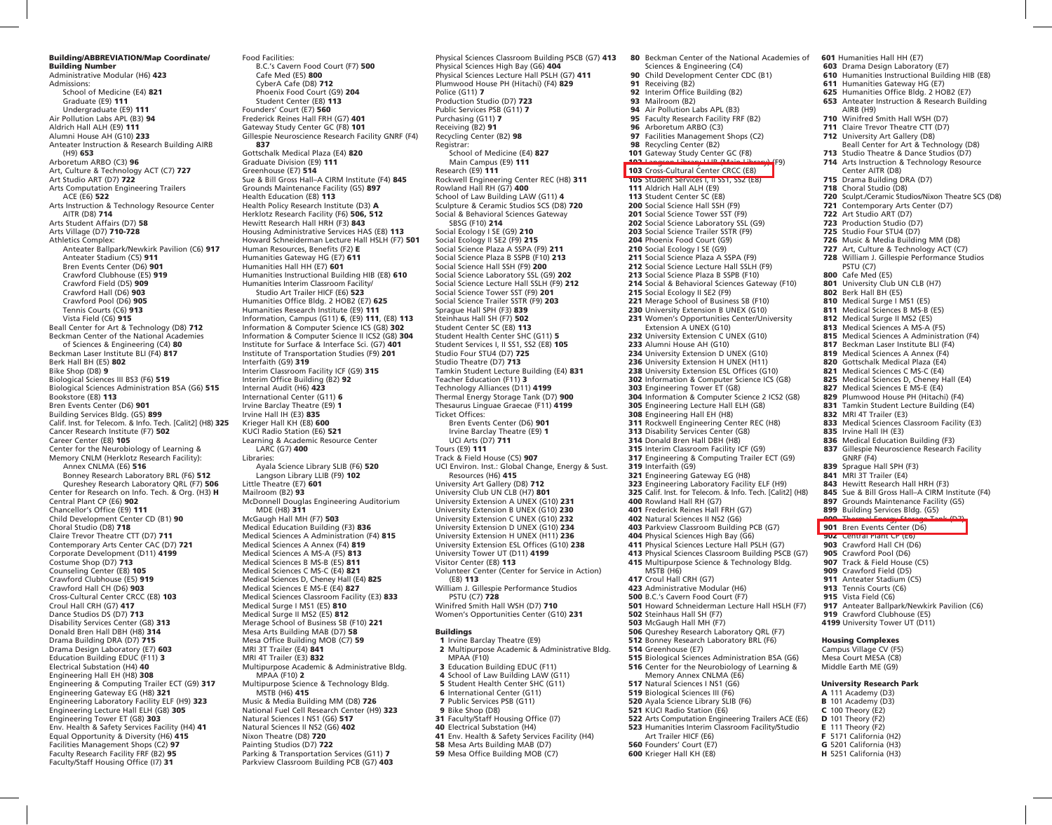**Building/ABBREVIATION/Map Coordinate/ Building Number**

Administrative Modular (H6) **423**
Admissions:
School of Medicine (E4) **821**
Graduate (E9) **111**
Undergraduate (E9) **111**
Air Pollution Labs APL (B3) **94**
Aldrich Hall ALH (E9) **111**
Alumni House AH (G10) **233**
Anteater Instruction & Research Building AIRB (H9) **653**
Arboretum ARBO (C3) **96**
Art, Culture & Technology ACT (C7) **727**
Art Studio ART (D7) **722**
Arts Computation Engineering Trailers ACE (E6) **522**
Arts Instruction & Technology Resource Center AITR (D8) **714**
Arts Student Affairs (D7) **58**
Arts Village (D7) **710-728**
Athletics Complex:
Anteater Ballpark/Newkirk Pavilion (C6) **917**
Anteater Stadium (C5) **911**
Bren Events Center (D6) **901**
Crawford Clubhouse (E5) **919**
Crawford Field (D5) **909**
Crawford Hall (D6) **903**
Crawford Pool (D6) **905**
Tennis Courts (C6) **913**
Vista Field (C6) **915**
Beall Center for Art & Technology (D8) **712**
Beckman Center of the National Academies of Sciences & Engineering (C4) **80**
Beckman Laser Institute BLI (F4) **817**
Berk Hall BH (E5) **802**
Bike Shop (D8) **9**
Biological Sciences III BS3 (F6) **519**
Biological Sciences Administration BSA (G6) **515**
Bookstore (E8) **113**
Bren Events Center (D6) **901**
Building Services Bldg. (G5) **899**
Calif. Inst. for Telecom. & Info. Tech. [Calit2] (H8) **325**
Cancer Research Institute (F7) **502**
Career Center (E8) **105**
Center for the Neurobiology of Learning & Memory CNLM (Herklotz Research Facility):
Annex CNLMA (E6) **516**
Bonney Research Laboratory BRL (F6) **512**
Qureshey Research Laboratory QRL (F7) **506**
Center for Research on Info. Tech. & Org. (H3) **H**
Central Plant CP (E6) **902**
Chancellor's Office (E9) **111**
Child Development Center CD (B1) **90**
Choral Studio (D8) **718**
Claire Trevor Theatre CTT (D7) **711**
Contemporary Arts Center CAC (D7) **721**
Corporate Development (D11) **4199**
Costume Shop (D7) **713**
Counseling Center (E8) **105**
Crawford Clubhouse (E5) **919**
Crawford Hall CH (D6) **903**
Cross-Cultural Center CRCC (E8) **103**
Croul Hall CRH (G7) **417**
Dance Studios DS (D7) **713**
Disability Services Center (G8) **313**
Donald Bren Hall DBH (H8) **314**
Drama Building DRA (D7) **715**
Drama Design Laboratory (E7) **603**
Education Building EDUC (F11) **3**
Electrical Substation (H4) **40**
Engineering Hall EH (H8) **308**
Engineering & Computing Trailer ECT (G9) **317**
Engineering Gateway EG (H8) **321**
Engineering Laboratory Facility ELF (H9) **323**
Engineering Lecture Hall ELH (G8) **305**
Engineering Tower ET (G8) **303**
Env. Health & Safety Services Facility (H4) **41**
Equal Opportunity & Diversity (H6) **415**
Facilities Management Shops (C2) **97**
Faculty Research Facility FRF (B2) **95**
Faculty/Staff Housing Office (I7) **31**
Food Facilities:
B.C.'s Cavern Food Court (F7) **500**
Cafe Med (E5) **800**
CyberA Cafe (D8) **712**
Phoenix Food Court (G9) **204**
Student Center (E8) **113**
Founders' Court (E7) **560**
Frederick Reines Hall FRH (G7) **401**
Gateway Study Center GC (F8) **101**
Gillespie Neuroscience Research Facility GNRF (F4) **837**
Gottschalk Medical Plaza (E4) **820**
Graduate Division (E9) **111**
Greenhouse (E7) **514**
Sue & Bill Gross Hall–A CIRM Institute (F4) **845**
Grounds Maintenance Facility (G5) **897**
Health Education (E8) **113**
Health Policy Research Institute (D3) **A**
Herklotz Research Facility (F6) **506, 512**
Hewitt Research Hall HRH (F3) **843**
Housing Administrative Services HAS (E8) **113**
Howard Schneiderman Lecture Hall HSLH (F7) **501**
Human Resources, Benefits (F2) **E**
Humanities Gateway HG (E7) **611**
Humanities Hall HH (E7) **601**
Humanities Instructional Building HIB (E8) **610**
Humanities Interim Classroom Facility/ Studio Art Trailer HICF (E6) **523**
Humanities Office Bldg. 2 HOB2 (E7) **625**
Humanities Research Institute (E9) **111**
Information, Campus (G11) **6**, (E9) **111**, (E8) **113**
Information & Computer Science ICS (G8) **302**
Information & Computer Science II ICS2 (G8) **304**
Institute for Surface & Interface Sci. (G7) **401**
Institute of Transportation Studies (F9) **201**
Interfaith (G9) **319**
Interim Classroom Facility ICF (G9) **315**
Interim Office Building (B2) **92**
Internal Audit (H6) **423**
International Center (G11) **6**
Irvine Barclay Theatre (E9) **1**
Irvine Hall IH (E3) **835**
Krieger Hall KH (E8) **600**
KUCI Radio Station (E6) **521**
Learning & Academic Resource Center LARC (G7) **400**
Libraries:
Ayala Science Library SLIB (F6) **520**
Langson Library LLIB (F9) **102**
Little Theatre (E7) **601**
Mailroom (B2) **93**
McDonnell Douglas Engineering Auditorium MDE (H8) **311**
McGaugh Hall MH (F7) **503**
Medical Education Building (F3) **836**
Medical Sciences A Administration (F4) **815**
Medical Sciences A Annex (F4) **819**
Medical Sciences A MS-A (F5) **813**
Medical Sciences B MS-B (E5) **811**
Medical Sciences C MS-C (E4) **821**
Medical Sciences D, Cheney Hall (E4) **825**
Medical Sciences E MS-E (E4) **827**
Medical Sciences Classroom Facility (E3) **833**
Medical Surge I MS1 (E5) **810**
Medical Surge II MS2 (E5) **812**
Merage School of Business SB (F10) **221**
Mesa Arts Building MAB (D7) **58**
Mesa Office Building MOB (C7) **59**
MRI 3T Trailer (E4) **841**
MRI 4T Trailer (E3) **832**
Multipurpose Academic & Administrative Bldg. MPAA (F10) **2**
Multipurpose Science & Technology Bldg. MSTB (H6) **415**
Music & Media Building MM (D8) **726**
National Fuel Cell Research Center (H9) **323**
Natural Sciences I NS1 (G6) **517**
Natural Sciences II NS2 (G6) **402**
Nixon Theatre (D8) **720**
Painting Studios (D7) **722**
Parking & Transportation Services (G11) **7**
Parkview Classroom Building PCB (G7) **403**
Physical Sciences Classroom Building PSCB (G7) **413**
Physical Sciences High Bay (G6) **404**
Physical Sciences Lecture Hall PSLH (G7) **411**
Plumwood House PH (Hitachi) (F4) **829**
Police (G11) **7**
Production Studio (D7) **723**
Public Services PSB (G11) **7**
Purchasing (G11) **7**
Receiving (B2) **91**
Recycling Center (B2) **98**
Registrar:
School of Medicine (E4) **827**
Main Campus (E9) **111**
Research (E9) **111**
Rockwell Engineering Center REC (H8) **311**
Rowland Hall RH (G7) **400**
School of Law Building LAW (G11) **4**
Sculpture & Ceramic Studios SCS (D8) **720**
Social & Behavioral Sciences Gateway SBSG (F10) **214**
Social Ecology I SE (G9) **210**
Social Ecology II SE2 (F9) **215**
Social Science Plaza A SSPA (F9) **211**
Social Science Plaza B SSPB (F10) **213**
Social Science Hall SSH (F9) **200**
Social Science Laboratory SSL (G9) **202**
Social Science Lecture Hall SSLH (F9) **212**
Social Science Tower SST (F9) **201**
Social Science Trailer SSTR (F9) **203**
Sprague Hall SPH (F3) **839**
Steinhaus Hall SH (F7) **502**
Student Center SC (E8) **113**
Student Health Center SHC (G11) **5**
Student Services I, II SS1, SS2 (E8) **105**
Studio Four STU4 (D7) **725**
Studio Theatre (D7) **713**
Tamkin Student Lecture Building (E4) **831**
Teacher Education (F11) **3**
Technology Alliances (D11) **4199**
Thermal Energy Storage Tank (D7) **900**
Thesaurus Linguae Graecae (F11) **4199**
Ticket Offices:
Bren Events Center (D6) **901**
Irvine Barclay Theatre (E9) **1**
UCI Arts (D7) **711**
Tours (E9) **111**
Track & Field House (C5) **907**
UCI Environ. Inst.: Global Change, Energy & Sust. Resources (H6) **415**
University Art Gallery (D8) **712**
University Club UN CLB (H7) **801**
University Extension A UNEX (G10) **231**
University Extension B UNEX (G10) **230**
University Extension C UNEX (G10) **232**
University Extension D UNEX (G10) **234**
University Extension H UNEX (H11) **236**
University Extension ESL Offices (G10) **238**
University Tower UT (D11) **4199**
Visitor Center (E8) **113**
Volunteer Center (Center for Service in Action) (E8) **113**
William J. Gillespie Performance Studios PSTU (C7) **728**
Winifred Smith Hall WSH (D7) **710**
Women's Opportunities Center (G10) **231**

**Buildings**

**1** Irvine Barclay Theatre (E9)
**2** Multipurpose Academic & Administrative Bldg. MPAA (F10)
**3** Education Building EDUC (F11)
**4** School of Law Building LAW (G11)
**5** Student Health Center SHC (G11)
**6** International Center (G11)
**7** Public Services PSB (G11)
**9** Bike Shop (D8)
**31** Faculty/Staff Housing Office (I7)
**40** Electrical Substation (H4)
**41** Env. Health & Safety Services Facility (H4)
**58** Mesa Arts Building MAB (D7)
**59** Mesa Office Building MOB (C7)
**80** Beckman Center of the National Academies of Sciences & Engineering (C4)
**90** Child Development Center CDC (B1)
**91** Receiving (B2)
**92** Interim Office Building (B2)
**93** Mailroom (B2)
**94** Air Pollution Labs APL (B3)
**95** Faculty Research Facility FRF (B2)
**96** Arboretum ARBO (C3)
**97** Facilities Management Shops (C2)
**98** Recycling Center (B2)
**101** Gateway Study Center GC (F8)
**102** Langson Library LLIB (Main Library) (F9)
**103** Cross-Cultural Center CRCC (E8)
**105** Student Services I, II SS1, SS2 (E8)
**111** Aldrich Hall ALH (E9)
**113** Student Center SC (E8)
**200** Social Science Hall SSH (F9)
**201** Social Science Tower SST (F9)
**202** Social Science Laboratory SSL (G9)
**203** Social Science Trailer SSTR (F9)
**204** Phoenix Food Court (G9)
**210** Social Ecology I SE (G9)
**211** Social Science Plaza A SSPA (F9)
**212** Social Science Lecture Hall SSLH (F9)
**213** Social Science Plaza B SSPB (F10)
**214** Social & Behavioral Sciences Gateway (F10)
**215** Social Ecology II SE2 (F9)
**221** Merage School of Business SB (F10)
**230** University Extension B UNEX (G10)
**231** Women's Opportunities Center/University Extension A UNEX (G10)
**232** University Extension C UNEX (G10)
**233** Alumni House AH (G10)
**234** University Extension D UNEX (G10)
**236** University Extension H UNEX (H11)
**238** University Extension ESL Offices (G10)
**302** Information & Computer Science ICS (G8)
**303** Engineering Tower ET (G8)
**304** Information & Computer Science 2 ICS2 (G8)
**305** Engineering Lecture Hall ELH (G8)
**308** Engineering Hall EH (H8)
**311** Rockwell Engineering Center REC (H8)
**313** Disability Services Center (G8)
**314** Donald Bren Hall DBH (H8)
**315** Interim Classroom Facility ICF (G9)
**317** Engineering & Computing Trailer ECT (G9)
**319** Interfaith (G9)
**321** Engineering Gateway EG (H8)
**323** Engineering Laboratory Facility ELF (H9)
**325** Calif. Inst. for Telecom. & Info. Tech. [Calit2] (H8)
**400** Rowland Hall RH (G7)
**401** Frederick Reines Hall FRH (G7)
**402** Natural Sciences II NS2 (G6)
**403** Parkview Classroom Building PCB (G7)
**404** Physical Sciences High Bay (G6)
**411** Physical Sciences Lecture Hall PSLH (G7)
**413** Physical Sciences Classroom Building PSCB (G7)
**415** Multipurpose Science & Technology Bldg. MSTB (H6)
**417** Croul Hall CRH (G7)
**423** Administrative Modular (H6)
**500** B.C.'s Cavern Food Court (F7)
**501** Howard Schneiderman Lecture Hall HSLH (F7)
**502** Steinhaus Hall SH (F7)
**503** McGaugh Hall MH (F7)
**506** Qureshey Research Laboratory QRL (F7)
**512** Bonney Research Laboratory BRL (F6)
**514** Greenhouse (E7)
**515** Biological Sciences Administration BSA (G6)
**516** Center for the Neurobiology of Learning & Memory Annex CNLMA (E6)
**517** Natural Sciences I NS1 (G6)
**519** Biological Sciences III (F6)
**520** Ayala Science Library SLIB (F6)
**521** KUCI Radio Station (E6)
**522** Arts Computation Engineering Trailers ACE (E6)
**523** Humanities Interim Classroom Facility/Studio Art Trailer HICF (E6)
**560** Founders' Court (E7)
**600** Krieger Hall KH (E8)
**601** Humanities Hall HH (E7)
**603** Drama Design Laboratory (E7)
**610** Humanities Instructional Building HIB (E8)
**611** Humanities Gateway HG (E7)
**625** Humanities Office Bldg. 2 HOB2 (E7)
**653** Anteater Instruction & Research Building AIRB (H9)
**710** Winifred Smith Hall WSH (D7)
**711** Claire Trevor Theatre CTT (D7)
**712** University Art Gallery (D8) Beall Center for Art & Technology (D8)
**713** Studio Theatre & Dance Studios (D7)
**714** Arts Instruction & Technology Resource Center AITR (D8)
**715** Drama Building DRA (D7)
**718** Choral Studio (D8)
**720** Sculpt./Ceramic Studios/Nixon Theatre SCS (D8)
**721** Contemporary Arts Center (D7)
**722** Art Studio ART (D7)
**723** Production Studio (D7)
**725** Studio Four STU4 (D7)
**726** Music & Media Building MM (D8)
**727** Art, Culture & Technology ACT (C7)
**728** William J. Gillespie Performance Studios PSTU (C7)
**800** Cafe Med (E5)
**801** University Club UN CLB (H7)
**802** Berk Hall BH (E5)
**810** Medical Surge I MS1 (E5)
**811** Medical Sciences B MS-B (E5)
**812** Medical Surge II MS2 (E5)
**813** Medical Sciences A MS-A (F5)
**815** Medical Sciences A Administration (F4)
**817** Beckman Laser Institute BLI (F4)
**819** Medical Sciences A Annex (F4)
**820** Gottschalk Medical Plaza (E4)
**821** Medical Sciences C MS-C (E4)
**825** Medical Sciences D, Cheney Hall (E4)
**827** Medical Sciences E MS-E (E4)
**829** Plumwood House PH (Hitachi) (F4)
**831** Tamkin Student Lecture Building (E4)
**832** MRI 4T Trailer (E3)
**833** Medical Sciences Classroom Facility (E3)
**835** Irvine Hall IH (E3)
**836** Medical Education Building (F3)
**837** Gillespie Neuroscience Research Facility GNRF (F4)
**839** Sprague Hall SPH (F3)
**841** MRI 3T Trailer (E4)
**843** Hewitt Research Hall HRH (F3)
**845** Sue & Bill Gross Hall–A CIRM Institute (F4)
**897** Grounds Maintenance Facility (G5)
**899** Building Services Bldg. (G5)
**900** Thermal Energy Storage Tank (D7)
**901** Bren Events Center (D6)
**902** Central Plant CP (E6)
**903** Crawford Hall CH (D6)
**905** Crawford Pool (D6)
**907** Track & Field House (C5)
**909** Crawford Field (D5)
**911** Anteater Stadium (C5)
**913** Tennis Courts (C6)
**915** Vista Field (C6)
**917** Anteater Ballpark/Newkirk Pavilion (C6)
**919** Crawford Clubhouse (E5)
**4199** University Tower UT (D11)

**Housing Complexes**

Campus Village CV (F5)
Mesa Court MESA (C8)
Middle Earth ME (G9)

**University Research Park**

**A** 111 Academy (D3)
**B** 101 Academy (D3)
**C** 100 Theory (E2)
**D** 101 Theory (F2)
**E** 111 Theory (F2)
**F** 5171 California (H2)
**G** 5201 California (H3)
**H** 5251 California (H3)